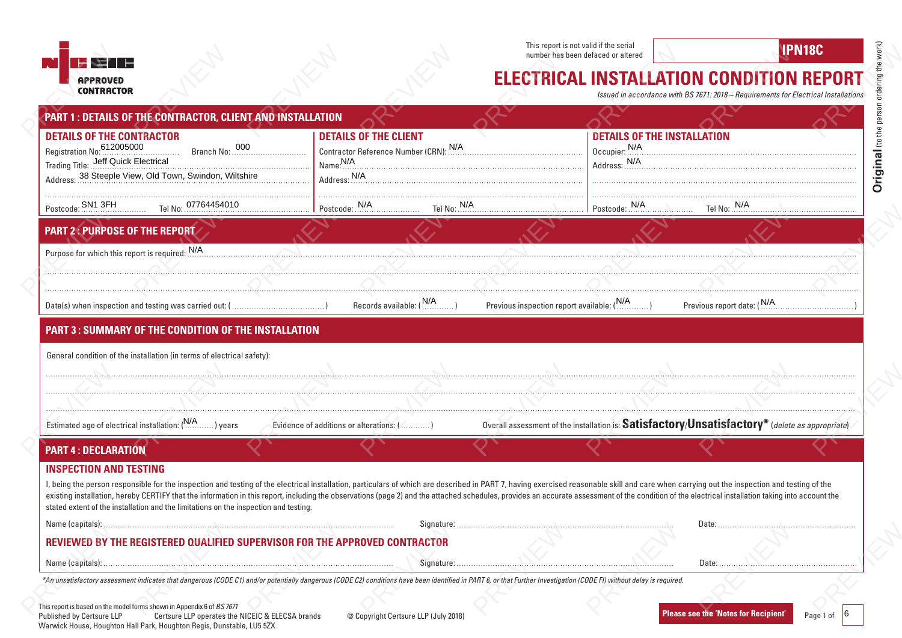NICEIC APPROVED CONTRACTOR

This report is not valid if the serial number has been defaced or altered

IPN18C

# ELECTRICAL INSTALLATION CONDITION REPORT

*Issued in accordance with BS 7671: 2018 – Requirements for Electrical Installations*

**Original** (to the person ordering the work)

## PART 1 : DETAILS OF THE CONTRACTOR, CLIENT AND INSTALLATION

### DETAILS OF THE CONTRACTOR

Registration No: 612005000 Branch No: 000

Trading Title: Jeff Quick Electrical

Address: 38 Steeple View, Old Town, Swindon, Wiltshire

Postcode: SN1 3FH Tel No: 07764454010

### DETAILS OF THE CLIENT

Contractor Reference Number (CRN): N/A

Name: N/A

Address: N/A

Postcode: N/A Tel No: N/A

### DETAILS OF THE INSTALLATION

Occupier: N/A

Address: N/A

Postcode: N/A Tel No: N/A

## PART 2 : PURPOSE OF THE REPORT

Purpose for which this report is required: N/A

Date(s) when inspection and testing was carried out: ( )

Records available: (N/A)

Previous inspection report available: (N/A)

Previous report date: (N/A)

## PART 3 : SUMMARY OF THE CONDITION OF THE INSTALLATION

General condition of the installation (in terms of electrical safety):

Estimated age of electrical installation: (N/A) years

Evidence of additions or alterations: ( )

Overall assessment of the installation is: **Satisfactory/Unsatisfactory*** (*delete as appropriate*)

## PART 4 : DECLARATION

### INSPECTION AND TESTING

I, being the person responsible for the inspection and testing of the electrical installation, particulars of which are described in PART 7, having exercised reasonable skill and care when carrying out the inspection and testing of the existing installation, hereby CERTIFY that the information in this report, including the observations (page 2) and the attached schedules, provides an accurate assessment of the condition of the electrical installation taking into account the stated extent of the installation and the limitations on the inspection and testing.

Name (capitals): Signature: Date:

### REVIEWED BY THE REGISTERED QUALIFIED SUPERVISOR FOR THE APPROVED CONTRACTOR

Name (capitals): Signature: Date:

*\*An unsatisfactory assessment indicates that dangerous (CODE C1) and/or potentially dangerous (CODE C2) conditions have been identified in PART 6, or that Further Investigation (CODE FI) without delay is required.*

This report is based on the model forms shown in Appendix 6 of *BS 7671*
Published by Certsure LLP Certsure LLP operates the NICEIC & ELECSA brands
Warwick House, Houghton Hall Park, Houghton Regis, Dunstable, LU5 5ZX

@ Copyright Certsure LLP (July 2018)

**Please see the 'Notes for Recipient'**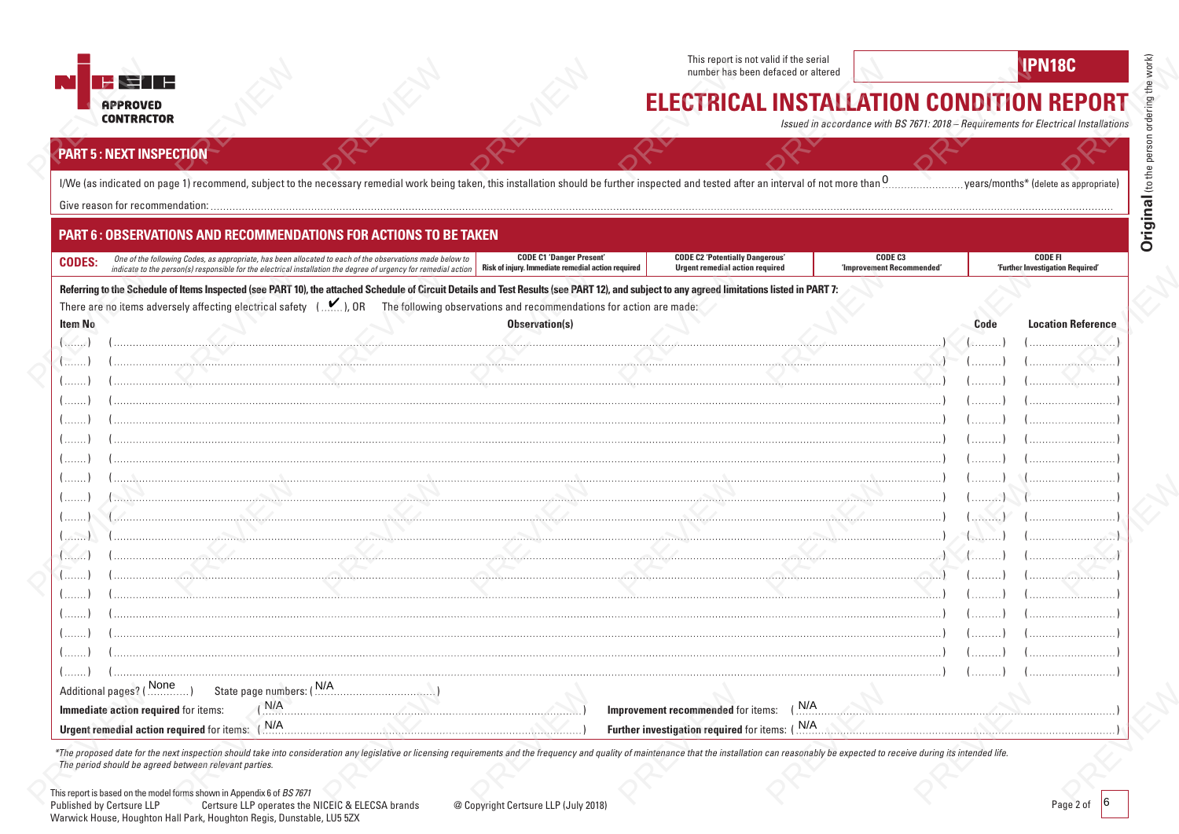NICEIC APPROVED CONTRACTOR

This report is not valid if the serial number has been defaced or altered

**IPN18C**

# ELECTRICAL INSTALLATION CONDITION REPORT

*Issued in accordance with BS 7671: 2018 – Requirements for Electrical Installations*

## PART 5 : NEXT INSPECTION

I/We (as indicated on page 1) recommend, subject to the necessary remedial work being taken, this installation should be further inspected and tested after an interval of not more than 0 years/months* (delete as appropriate)

Give reason for recommendation:

## PART 6 : OBSERVATIONS AND RECOMMENDATIONS FOR ACTIONS TO BE TAKEN

| CODES: | CODE C1 'Danger Present' | CODE C2 'Potentially Dangerous' | CODE C3 'Improvement Recommended' | CODE FI 'Further Investigation Required' |
|---|---|---|---|---|
| *One of the following Codes, as appropriate, has been allocated to each of the observations made below to indicate to the person(s) responsible for the electrical installation the degree of urgency for remedial action* | Risk of injury. Immediate remedial action required | Urgent remedial action required | | |

**Referring to the Schedule of Items Inspected (see PART 10), the attached Schedule of Circuit Details and Test Results (see PART 12), and subject to any agreed limitations listed in PART 7:**

There are no items adversely affecting electrical safety ( ✔ ), OR The following observations and recommendations for action are made:

| Item No | Observation(s) | Code | Location Reference |
|---|---|---|---|
| | | | |
| | | | |
| | | | |
| | | | |
| | | | |
| | | | |
| | | | |
| | | | |
| | | | |
| | | | |
| | | | |
| | | | |
| | | | |
| | | | |
| | | | |
| | | | |
| | | | |
| | | | |

Additional pages? ( None ) State page numbers: ( N/A )

**Immediate action required** for items: ( N/A )

**Improvement recommended** for items: ( N/A )

**Urgent remedial action required** for items: ( N/A )

**Further investigation required** for items: ( N/A )

*\*The proposed date for the next inspection should take into consideration any legislative or licensing requirements and the frequency and quality of maintenance that the installation can reasonably be expected to receive during its intended life. The period should be agreed between relevant parties.*

This report is based on the model forms shown in Appendix 6 of *BS 7671*
Published by Certsure LLP Certsure LLP operates the NICEIC & ELECSA brands © Copyright Certsure LLP (July 2018)
Warwick House, Houghton Hall Park, Houghton Regis, Dunstable, LU5 5ZX

**Original** (to the person ordering the work)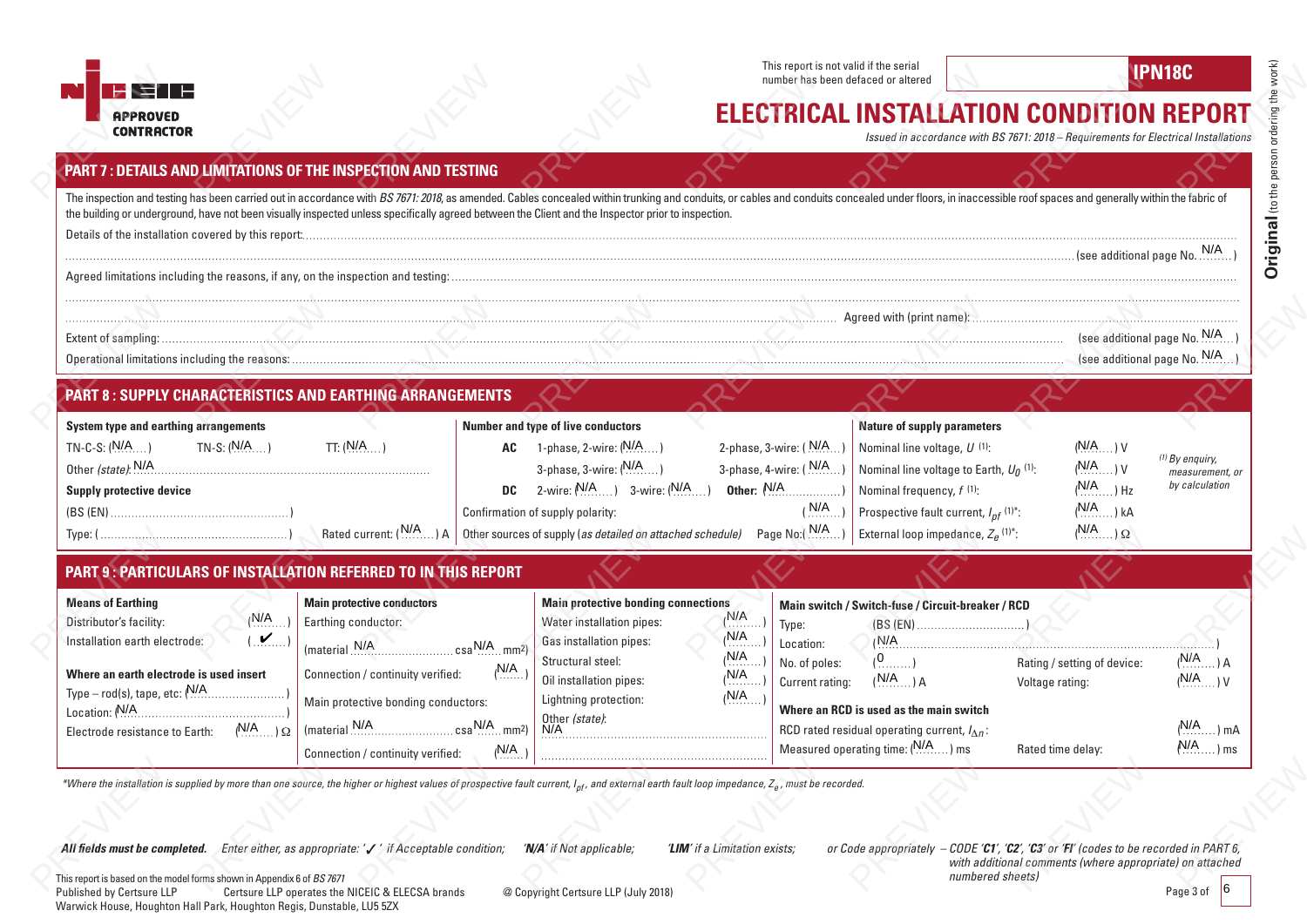NICEIC APPROVED CONTRACTOR

This report is not valid if the serial number has been defaced or altered | IPN18C

# ELECTRICAL INSTALLATION CONDITION REPORT

*Issued in accordance with BS 7671: 2018 – Requirements for Electrical Installations*

## PART 7 : DETAILS AND LIMITATIONS OF THE INSPECTION AND TESTING

The inspection and testing has been carried out in accordance with *BS 7671: 2018*, as amended. Cables concealed within trunking and conduits, or cables and conduits concealed under floors, in inaccessible roof spaces and generally within the fabric of the building or underground, have not been visually inspected unless specifically agreed between the Client and the Inspector prior to inspection.

Details of the installation covered by this report: ................................................................ (see additional page No. N/A )

Agreed limitations including the reasons, if any, on the inspection and testing: ................................................................

Agreed with (print name): ................................

Extent of sampling: ................................................................ (see additional page No. N/A )

Operational limitations including the reasons: ................................................................ (see additional page No. N/A )

## PART 8 : SUPPLY CHARACTERISTICS AND EARTHING ARRANGEMENTS

**System type and earthing arrangements**

TN-C-S: (N/A) TN-S: (N/A) TT: (N/A)

Other *(state)*: N/A

**Supply protective device**

(BS (EN) ................................)

Type: (................................) Rated current: (N/A) A

**Number and type of live conductors**

AC: 1-phase, 2-wire: (N/A) 2-phase, 3-wire: ( N/A ) 3-phase, 3-wire: (N/A) 3-phase, 4-wire: ( N/A )

DC: 2-wire: (N/A) 3-wire: (N/A) Other: (N/A)

Confirmation of supply polarity: ( N/A )

Other sources of supply (*as detailed on attached schedule*) Page No:( N/A )

**Nature of supply parameters**

Nominal line voltage, $U$ [1]: (N/A) V

Nominal line voltage to Earth, $U_0$ [1]: (N/A) V

Nominal frequency, $f$ [1]: (N/A) Hz

Prospective fault current, $I_{pf}$ [1]*: (N/A) kA

External loop impedance, $Z_e$ [1]*: (N/A) Ω

*[1] By enquiry, measurement, or by calculation*

## PART 9 : PARTICULARS OF INSTALLATION REFERRED TO IN THIS REPORT

**Means of Earthing**

Distributor's facility: (N/A)

Installation earth electrode: ( ✔ )

**Where an earth electrode is used insert**

Type – rod(s), tape, etc: (N/A)

Location: (N/A)

Electrode resistance to Earth: (N/A) Ω

**Main protective conductors**

Earthing conductor: (material N/A csa N/A mm²)

Connection / continuity verified: (N/A)

Main protective bonding conductors: (material N/A csa N/A mm²)

Connection / continuity verified: (N/A)

**Main protective bonding connections**

Water installation pipes: (N/A)

Gas installation pipes: (N/A)

Structural steel: (N/A)

Oil installation pipes: (N/A)

Lightning protection: (N/A)

Other *(state)*: N/A

**Main switch / Switch-fuse / Circuit-breaker / RCD**

Type: (BS (EN) ................................)

Location: (N/A)

No. of poles: (0)

Current rating: (N/A) A

Rating / setting of device: (N/A) A

Voltage rating: (N/A) V

**Where an RCD is used as the main switch**

RCD rated residual operating current, $I_{\Delta n}$: (N/A) mA

Measured operating time: (N/A) ms

Rated time delay: (N/A) ms

*\*Where the installation is supplied by more than one source, the higher or highest values of prospective fault current, $I_{pf}$, and external earth fault loop impedance, $Z_e$, must be recorded.*

***All fields must be completed.*** *Enter either, as appropriate: '✓' if Acceptable condition;* ***'N/A'*** *if Not applicable;* ***'LIM'*** *if a Limitation exists; or Code appropriately – CODE* ***'C1'***, ***'C2'***, ***'C3'*** *or* ***'FI'*** *(codes to be recorded in PART 6, with additional comments (where appropriate) on attached numbered sheets)*

This report is based on the model forms shown in Appendix 6 of *BS 7671*
Published by Certsure LLP Certsure LLP operates the NICEIC & ELECSA brands @ Copyright Certsure LLP (July 2018)
Warwick House, Houghton Hall Park, Houghton Regis, Dunstable, LU5 5ZX

**Original** (to the person ordering the work)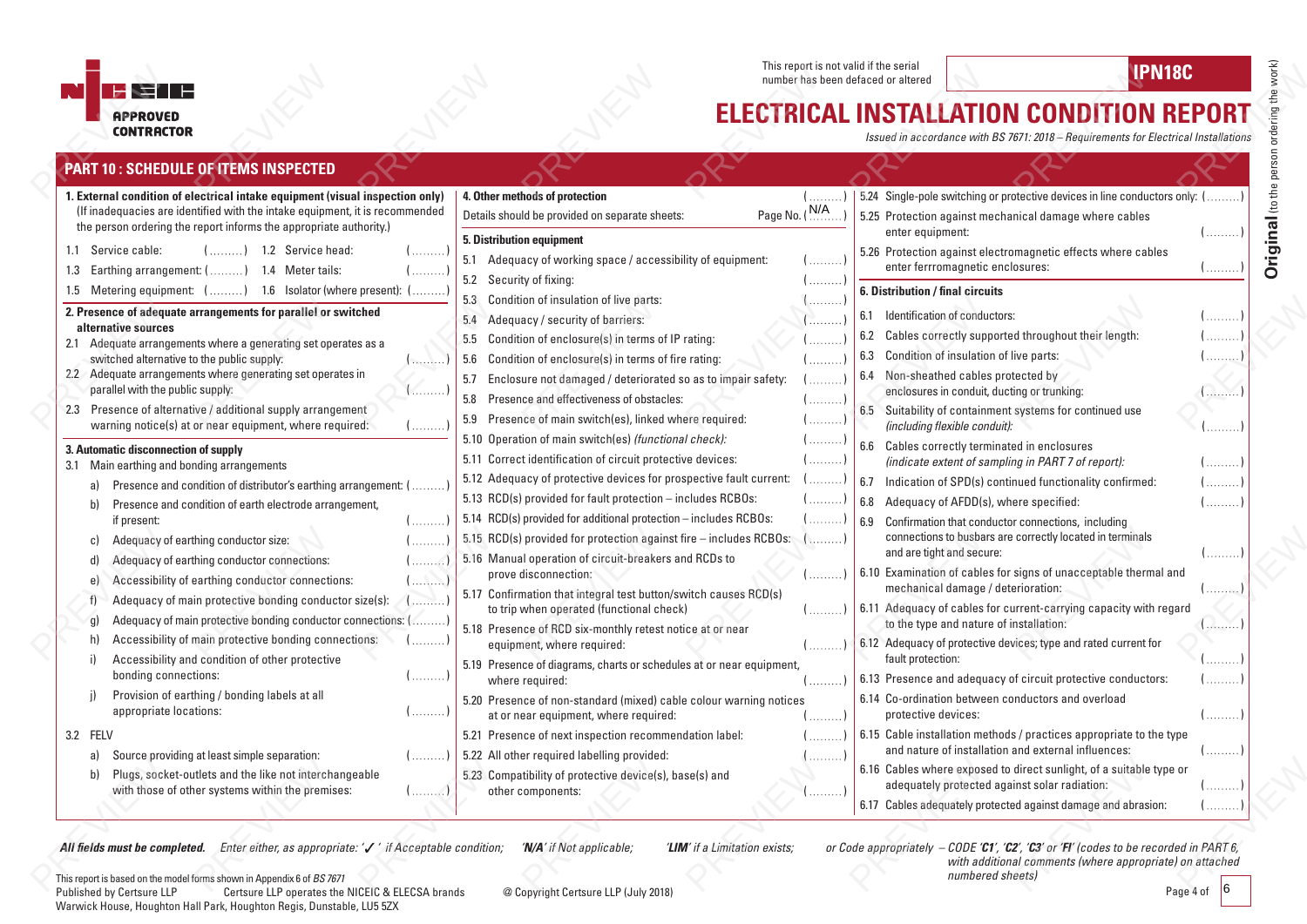APPROVED CONTRACTOR

This report is not valid if the serial number has been defaced or altered

**IPN18C**

# ELECTRICAL INSTALLATION CONDITION REPORT

*Issued in accordance with BS 7671: 2018 – Requirements for Electrical Installations*

**Original** (to the person ordering the work)

## PART 10 : SCHEDULE OF ITEMS INSPECTED

**1. External condition of electrical intake equipment (visual inspection only)**
(If inadequacies are identified with the intake equipment, it is recommended the person ordering the report informs the appropriate authority.)

- 1.1 Service cable: (.........) 1.2 Service head: (.........)
- 1.3 Earthing arrangement: (.........) 1.4 Meter tails: (.........)
- 1.5 Metering equipment: (.........) 1.6 Isolator (where present): (.........)

**2. Presence of adequate arrangements for parallel or switched alternative sources**

- 2.1 Adequate arrangements where a generating set operates as a switched alternative to the public supply: (.........)
- 2.2 Adequate arrangements where generating set operates in parallel with the public supply: (.........)
- 2.3 Presence of alternative / additional supply arrangement warning notice(s) at or near equipment, where required: (.........)

**3. Automatic disconnection of supply**

3.1 Main earthing and bonding arrangements

- a) Presence and condition of distributor's earthing arrangement: (.........)
- b) Presence and condition of earth electrode arrangement, if present: (.........)
- c) Adequacy of earthing conductor size: (.........)
- d) Adequacy of earthing conductor connections: (.........)
- e) Accessibility of earthing conductor connections: (.........)
- f) Adequacy of main protective bonding conductor size(s): (.........)
- g) Adequacy of main protective bonding conductor connections: (.........)
- h) Accessibility of main protective bonding connections: (.........)
- i) Accessibility and condition of other protective bonding connections: (.........)
- j) Provision of earthing / bonding labels at all appropriate locations: (.........)

3.2 FELV

- a) Source providing at least simple separation: (.........)
- b) Plugs, socket-outlets and the like not interchangeable with those of other systems within the premises: (.........)

**4. Other methods of protection** (.........)

Details should be provided on separate sheets: Page No. (N/A)

**5. Distribution equipment**

- 5.1 Adequacy of working space / accessibility of equipment: (.........)
- 5.2 Security of fixing: (.........)
- 5.3 Condition of insulation of live parts: (.........)
- 5.4 Adequacy / security of barriers: (.........)
- 5.5 Condition of enclosure(s) in terms of IP rating: (.........)
- 5.6 Condition of enclosure(s) in terms of fire rating: (.........)
- 5.7 Enclosure not damaged / deteriorated so as to impair safety: (.........)
- 5.8 Presence and effectiveness of obstacles: (.........)
- 5.9 Presence of main switch(es), linked where required: (.........)
- 5.10 Operation of main switch(es) *(functional check)*: (.........)
- 5.11 Correct identification of circuit protective devices: (.........)
- 5.12 Adequacy of protective devices for prospective fault current: (.........)
- 5.13 RCD(s) provided for fault protection – includes RCBOs: (.........)
- 5.14 RCD(s) provided for additional protection – includes RCBOs: (.........)
- 5.15 RCD(s) provided for protection against fire – includes RCBOs: (.........)
- 5.16 Manual operation of circuit-breakers and RCDs to prove disconnection: (.........)
- 5.17 Confirmation that integral test button/switch causes RCD(s) to trip when operated (functional check) (.........)
- 5.18 Presence of RCD six-monthly retest notice at or near equipment, where required: (.........)
- 5.19 Presence of diagrams, charts or schedules at or near equipment, where required: (.........)
- 5.20 Presence of non-standard (mixed) cable colour warning notices at or near equipment, where required: (.........)
- 5.21 Presence of next inspection recommendation label: (.........)
- 5.22 All other required labelling provided: (.........)
- 5.23 Compatibility of protective device(s), base(s) and other components: (.........)
- 5.24 Single-pole switching or protective devices in line conductors only: (.........)
- 5.25 Protection against mechanical damage where cables enter equipment: (.........)
- 5.26 Protection against electromagnetic effects where cables enter ferrromagnetic enclosures: (.........)

**6. Distribution / final circuits**

- 6.1 Identification of conductors: (.........)
- 6.2 Cables correctly supported throughout their length: (.........)
- 6.3 Condition of insulation of live parts: (.........)
- 6.4 Non-sheathed cables protected by enclosures in conduit, ducting or trunking: (.........)
- 6.5 Suitability of containment systems for continued use *(including flexible conduit)*: (.........)
- 6.6 Cables correctly terminated in enclosures *(indicate extent of sampling in PART 7 of report)*: (.........)
- 6.7 Indication of SPD(s) continued functionality confirmed: (.........)
- 6.8 Adequacy of AFDD(s), where specified: (.........)
- 6.9 Confirmation that conductor connections, including connections to busbars are correctly located in terminals and are tight and secure: (.........)
- 6.10 Examination of cables for signs of unacceptable thermal and mechanical damage / deterioration: (.........)
- 6.11 Adequacy of cables for current-carrying capacity with regard to the type and nature of installation: (.........)
- 6.12 Adequacy of protective devices; type and rated current for fault protection: (.........)
- 6.13 Presence and adequacy of circuit protective conductors: (.........)
- 6.14 Co-ordination between conductors and overload protective devices: (.........)
- 6.15 Cable installation methods / practices appropriate to the type and nature of installation and external influences: (.........)
- 6.16 Cables where exposed to direct sunlight, of a suitable type or adequately protected against solar radiation: (.........)
- 6.17 Cables adequately protected against damage and abrasion: (.........)

***All fields must be completed.*** *Enter either, as appropriate: '✓' if Acceptable condition;* ***'N/A'*** *if Not applicable;* ***'LIM'*** *if a Limitation exists; or Code appropriately – CODE* ***'C1'***, ***'C2'***, ***'C3'*** *or* ***'FI'*** *(codes to be recorded in PART 6, with additional comments (where appropriate) on attached numbered sheets)*

This report is based on the model forms shown in Appendix 6 of *BS 7671*
Published by Certsure LLP    Certsure LLP operates the NICEIC & ELECSA brands    @ Copyright Certsure LLP (July 2018)
Warwick House, Houghton Hall Park, Houghton Regis, Dunstable, LU5 5ZX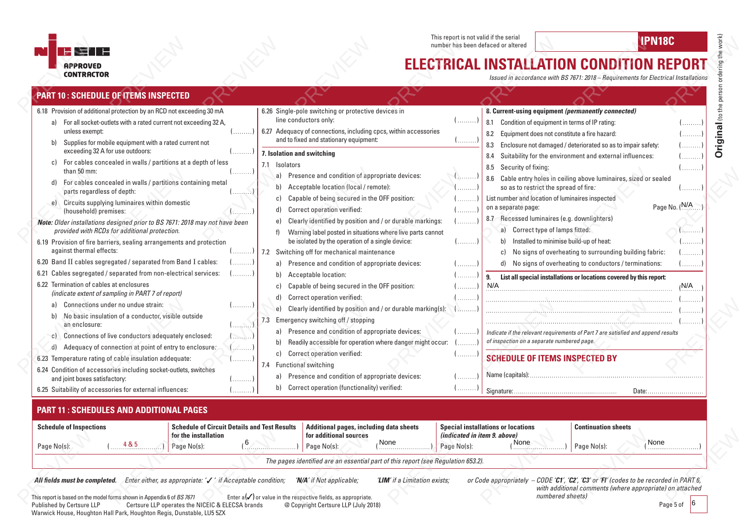NICEIC APPROVED CONTRACTOR

This report is not valid if the serial number has been defaced or altered

IPN18C

# ELECTRICAL INSTALLATION CONDITION REPORT

*Issued in accordance with BS 7671: 2018 – Requirements for Electrical Installations*

**Original** (to the person ordering the work)

## PART 10 : SCHEDULE OF ITEMS INSPECTED

6.18 Provision of additional protection by an RCD not exceeding 30 mA
- a) For all socket-outlets with a rated current not exceeding 32 A, unless exempt: (.........)
- b) Supplies for mobile equipment with a rated current not exceeding 32 A for use outdoors: (.........)
- c) For cables concealed in walls / partitions at a depth of less than 50 mm: (.........)
- d) For cables concealed in walls / partitions containing metal parts regardless of depth: (.........)
- e) Circuits supplying luminaires within domestic (household) premises: (.........)

***Note:*** *Older installations designed prior to BS 7671: 2018 may not have been provided with RCDs for additional protection.*

6.19 Provision of fire barriers, sealing arrangements and protection against thermal effects: (.........)

6.20 Band II cables segregated / separated from Band I cables: (.........)

6.21 Cables segregated / separated from non-electrical services: (.........)

6.22 Termination of cables at enclosures *(indicate extent of sampling in PART 7 of report)*
- a) Connections under no undue strain: (.........)
- b) No basic insulation of a conductor, visible outside an enclosure: (.........)
- c) Connections of live conductors adequately enclosed: (.........)
- d) Adequacy of connection at point of entry to enclosure: (.........)

6.23 Temperature rating of cable insulation adequate: (.........)

6.24 Condition of accessories including socket-outlets, switches and joint boxes satisfactory: (.........)

6.25 Suitability of accessories for external influences: (.........)

6.26 Single-pole switching or protective devices in line conductors only: (.........)

6.27 Adequacy of connections, including cpcs, within accessories and to fixed and stationary equipment: (.........)

**7. Isolation and switching**

7.1 Isolators
- a) Presence and condition of appropriate devices: (.........)
- b) Acceptable location (local / remote): (.........)
- c) Capable of being secured in the OFF position: (.........)
- d) Correct operation verified: (.........)
- e) Clearly identified by position and / or durable markings: (.........)
- f) Warning label posted in situations where live parts cannot be isolated by the operation of a single device: (.........)

7.2 Switching off for mechanical maintenance
- a) Presence and condition of appropriate devices: (.........)
- b) Acceptable location: (.........)
- c) Capable of being secured in the OFF position: (.........)
- d) Correct operation verified: (.........)
- e) Clearly identified by position and / or durable marking(s): (.........)

7.3 Emergency switching off / stopping
- a) Presence and condition of appropriate devices: (.........)
- b) Readily accessible for operation where danger might occur: (.........)
- c) Correct operation verified: (.........)

7.4 Functional switching
- a) Presence and condition of appropriate devices: (.........)
- b) Correct operation (functionality) verified: (.........)

**8. Current-using equipment *(permanently connected)***

8.1 Condition of equipment in terms of IP rating: (.........)

8.2 Equipment does not constitute a fire hazard: (.........)

8.3 Enclosure not damaged / deteriorated so as to impair safety: (.........)

8.4 Suitability for the environment and external influences: (.........)

8.5 Security of fixing: (.........)

8.6 Cable entry holes in ceiling above luminaires, sized or sealed so as to restrict the spread of fire: (.........)

List number and location of luminaires inspected on a separate page: Page No. (N/A)

8.7 Recessed luminaires (e.g. downlighters)
- a) Correct type of lamps fitted: (.........)
- b) Installed to minimise build-up of heat: (.........)
- c) No signs of overheating to surrounding building fabric: (.........)
- d) No signs of overheating to conductors / terminations: (.........)

**9. List all special installations or locations covered by this report:**

N/A (N/A)

........................ (.........)

........................ (.........)

........................ (.........)

*Indicate if the relevant requirements of Part 7 are satisfied and append results of inspection on a separate numbered page.*

### SCHEDULE OF ITEMS INSPECTED BY

Name (capitals): ........................

Signature: ........................ Date: ........................

## PART 11 : SCHEDULES AND ADDITIONAL PAGES

| Schedule of Inspections | Schedule of Circuit Details and Test Results for the installation | Additional pages, including data sheets for additional sources | Special installations or locations *(indicated in item 9. above)* | Continuation sheets |
|---|---|---|---|---|
| Page No(s): (4 & 5) | Page No(s): (6) | Page No(s): (None) | Page No(s): (None) | Page No(s): (None) |

*The pages identified are an essential part of this report (see Regulation 653.2).*

***All fields must be completed.*** *Enter either, as appropriate: '✓' if Acceptable condition;* ***'N/A'*** *if Not applicable;* ***'LIM'*** *if a Limitation exists; or Code appropriately – CODE* ***'C1'***, ***'C2'***, ***'C3'*** *or* ***'FI'*** *(codes to be recorded in PART 6, with additional comments (where appropriate) on attached numbered sheets)*

This report is based on the model forms shown in Appendix 6 of *BS 7671*. Enter a (✓) or value in the respective fields, as appropriate.

Published by Certsure LLP. Certsure LLP operates the NICEIC & ELECSA brands. @ Copyright Certsure LLP (July 2018)

Warwick House, Houghton Hall Park, Houghton Regis, Dunstable, LU5 5ZX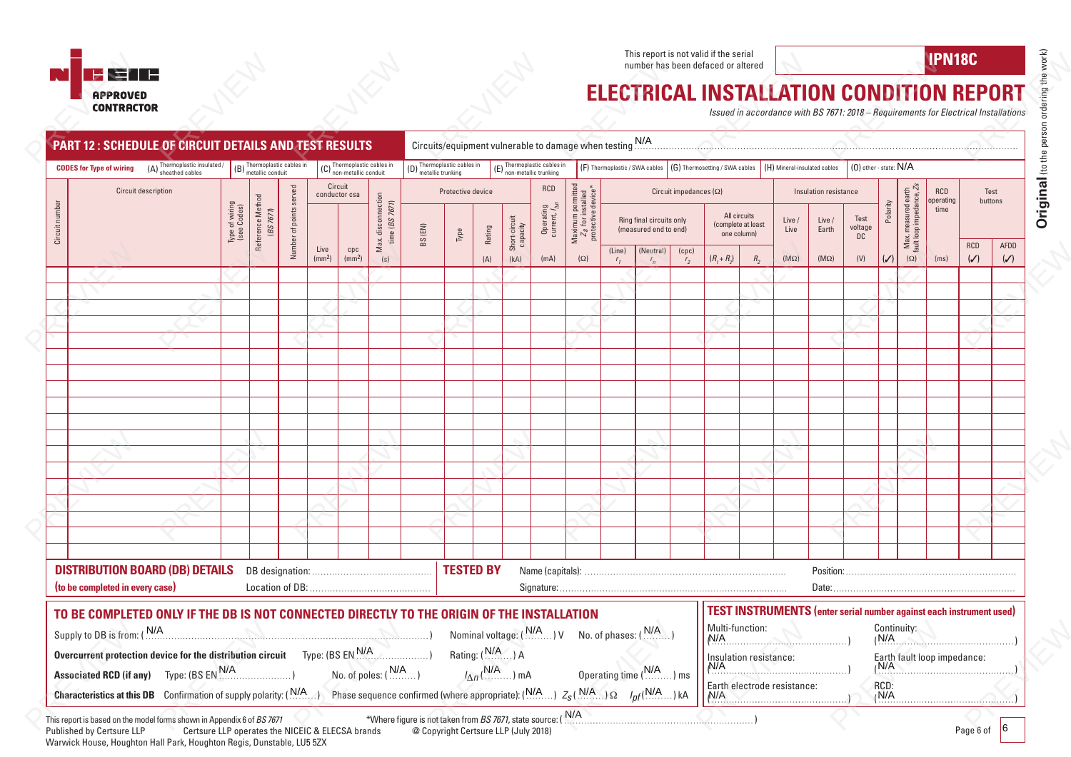APPROVED CONTRACTOR

This report is not valid if the serial number has been defaced or altered

**IPN18C**

# ELECTRICAL INSTALLATION CONDITION REPORT

*Issued in accordance with BS 7671: 2018 – Requirements for Electrical Installations*

## PART 12 : SCHEDULE OF CIRCUIT DETAILS AND TEST RESULTS

Circuits/equipment vulnerable to damage when testing: N/A

**CODES for Type of wiring** (A) Thermoplastic insulated / sheathed cables (B) Thermoplastic cables in metallic conduit (C) Thermoplastic cables in non-metallic conduit (D) Thermoplastic cables in metallic trunking (E) Thermoplastic cables in non-metallic trunking (F) Thermoplastic / SWA cables (G) Thermosetting / SWA cables (H) Mineral-insulated cables (O) other - state: N/A

| Circuit number | Circuit description | Type of wiring (see Codes) | Reference Method (BS 7671) | Number of points served | Circuit conductor csa | | Max. disconnection time (BS 7671) | Protective device | | | | RCD | Maximum permitted $Z_S$ for installed protective device* | Circuit impedances (Ω) | | | | | Insulation resistance | | | Polarity | Max. measured earth fault loop impedance, $Z_S$ | RCD operating time | Test buttons | |
|---|---|---|---|---|---|---|---|---|---|---|---|---|---|---|---|---|---|---|---|---|---|---|---|---|---|---|
| | | | | | | | | | | | | | | Ring final circuits only (measured end to end) | | | All circuits (complete at least one column) | | | | | | | | | |
| | | | | | Live (mm²) | cpc (mm²) | (s) | BS (EN) | Type | Rating (A) | Short-circuit capacity (kA) | Operating current, $I_{\Delta n}$ (mA) | (Ω) | (Line) $r_1$ | (Neutral) $r_n$ | (cpc) $r_2$ | $(R_1 + R_2)$ | $R_2$ | Live / Live (MΩ) | Live / Earth (MΩ) | Test voltage DC (V) | (✓) | (Ω) | (ms) | RCD (✓) | AFDD (✓) |
| | | | | | | | | | | | | | | | | | | | | | | | | | | |
| | | | | | | | | | | | | | | | | | | | | | | | | | | |
| | | | | | | | | | | | | | | | | | | | | | | | | | | |
| | | | | | | | | | | | | | | | | | | | | | | | | | | |
| | | | | | | | | | | | | | | | | | | | | | | | | | | |
| | | | | | | | | | | | | | | | | | | | | | | | | | | |
| | | | | | | | | | | | | | | | | | | | | | | | | | | |
| | | | | | | | | | | | | | | | | | | | | | | | | | | |
| | | | | | | | | | | | | | | | | | | | | | | | | | | |
| | | | | | | | | | | | | | | | | | | | | | | | | | | |
| | | | | | | | | | | | | | | | | | | | | | | | | | | |
| | | | | | | | | | | | | | | | | | | | | | | | | | | |
| | | | | | | | | | | | | | | | | | | | | | | | | | | |
| | | | | | | | | | | | | | | | | | | | | | | | | | | |
| | | | | | | | | | | | | | | | | | | | | | | | | | | |
| | | | | | | | | | | | | | | | | | | | | | | | | | | |
| | | | | | | | | | | | | | | | | | | | | | | | | | | |
| | | | | | | | | | | | | | | | | | | | | | | | | | | |

**DISTRIBUTION BOARD (DB) DETAILS (to be completed in every case)**

DB designation: ..........
Location of DB: ..........

**TESTED BY**

Name (capitals): .......... Position: ..........
Signature: .......... Date: ..........

### TO BE COMPLETED ONLY IF THE DB IS NOT CONNECTED DIRECTLY TO THE ORIGIN OF THE INSTALLATION

Supply to DB is from: (N/A) Nominal voltage: (N/A) V No. of phases: (N/A)

**Overcurrent protection device for the distribution circuit** Type: (BS EN N/A) Rating: (N/A) A

**Associated RCD (if any)** Type: (BS EN N/A) No. of poles: (N/A) $I_{\Delta n}$ (N/A) mA Operating time (N/A) ms

**Characteristics at this DB** Confirmation of supply polarity: (N/A) Phase sequence confirmed (where appropriate): (N/A) $Z_S$ (N/A) Ω $I_{pf}$ (N/A) kA

### TEST INSTRUMENTS (enter serial number against each instrument used)

Multi-function: (N/A)
Continuity: (N/A)
Insulation resistance: (N/A)
Earth fault loop impedance: (N/A)
Earth electrode resistance: (N/A)
RCD: (N/A)

This report is based on the model forms shown in Appendix 6 of *BS 7671*

*Where figure is not taken from *BS 7671*, state source: (N/A)

Published by Certsure LLP Certsure LLP operates the NICEIC & ELECSA brands @ Copyright Certsure LLP (July 2018)
Warwick House, Houghton Hall Park, Houghton Regis, Dunstable, LU5 5ZX

**Original** (to the person ordering the work)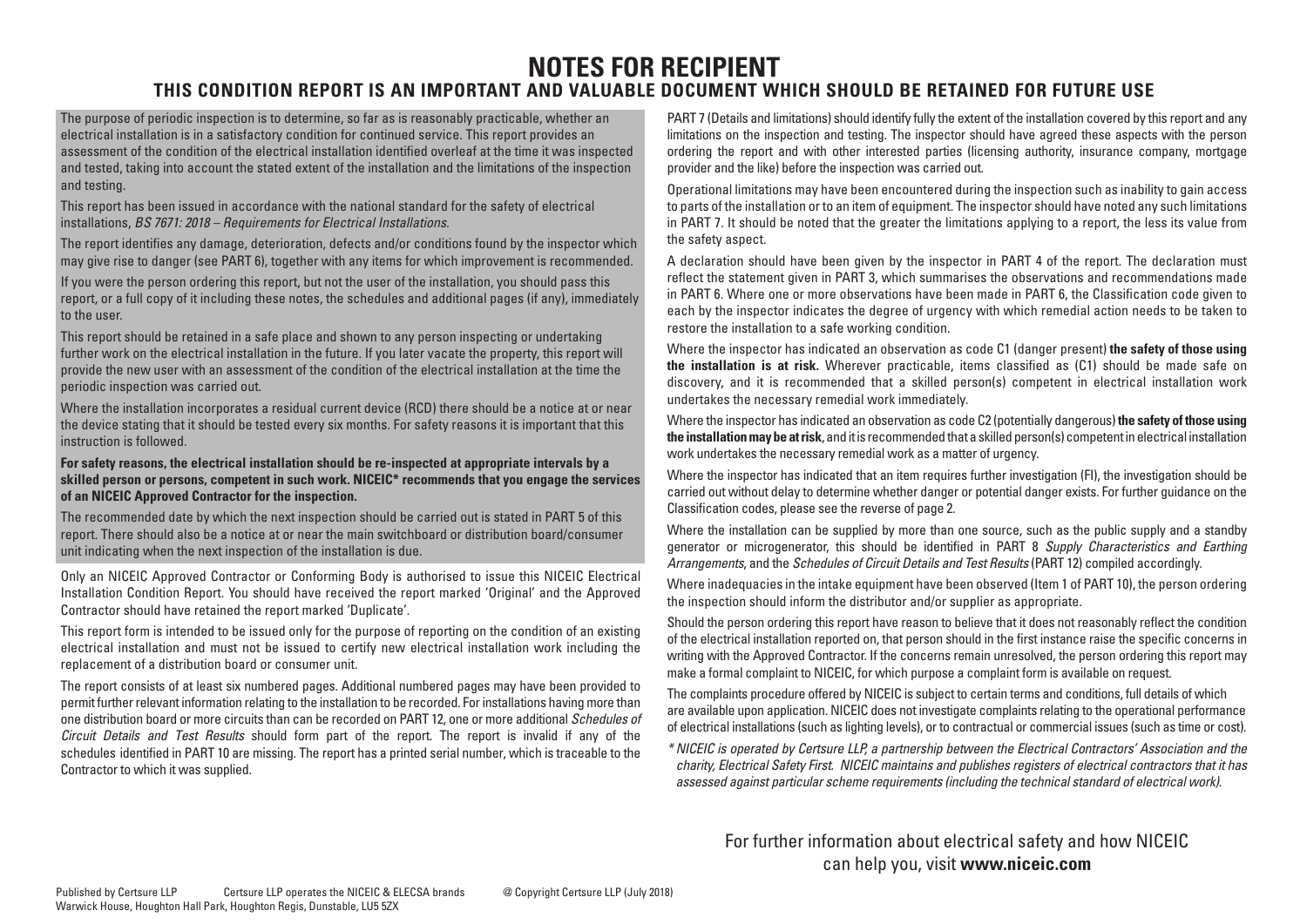# NOTES FOR RECIPIENT

## THIS CONDITION REPORT IS AN IMPORTANT AND VALUABLE DOCUMENT WHICH SHOULD BE RETAINED FOR FUTURE USE

The purpose of periodic inspection is to determine, so far as is reasonably practicable, whether an electrical installation is in a satisfactory condition for continued service. This report provides an assessment of the condition of the electrical installation identified overleaf at the time it was inspected and tested, taking into account the stated extent of the installation and the limitations of the inspection and testing.

This report has been issued in accordance with the national standard for the safety of electrical installations, *BS 7671: 2018 – Requirements for Electrical Installations*.

The report identifies any damage, deterioration, defects and/or conditions found by the inspector which may give rise to danger (see PART 6), together with any items for which improvement is recommended.

If you were the person ordering this report, but not the user of the installation, you should pass this report, or a full copy of it including these notes, the schedules and additional pages (if any), immediately to the user.

This report should be retained in a safe place and shown to any person inspecting or undertaking further work on the electrical installation in the future. If you later vacate the property, this report will provide the new user with an assessment of the condition of the electrical installation at the time the periodic inspection was carried out.

Where the installation incorporates a residual current device (RCD) there should be a notice at or near the device stating that it should be tested every six months. For safety reasons it is important that this instruction is followed.

**For safety reasons, the electrical installation should be re-inspected at appropriate intervals by a skilled person or persons, competent in such work. NICEIC* recommends that you engage the services of an NICEIC Approved Contractor for the inspection.**

The recommended date by which the next inspection should be carried out is stated in PART 5 of this report. There should also be a notice at or near the main switchboard or distribution board/consumer unit indicating when the next inspection of the installation is due.

Only an NICEIC Approved Contractor or Conforming Body is authorised to issue this NICEIC Electrical Installation Condition Report. You should have received the report marked 'Original' and the Approved Contractor should have retained the report marked 'Duplicate'.

This report form is intended to be issued only for the purpose of reporting on the condition of an existing electrical installation and must not be issued to certify new electrical installation work including the replacement of a distribution board or consumer unit.

The report consists of at least six numbered pages. Additional numbered pages may have been provided to permit further relevant information relating to the installation to be recorded. For installations having more than one distribution board or more circuits than can be recorded on PART 12, one or more additional *Schedules of Circuit Details and Test Results* should form part of the report. The report is invalid if any of the schedules identified in PART 10 are missing. The report has a printed serial number, which is traceable to the Contractor to which it was supplied.

PART 7 (Details and limitations) should identify fully the extent of the installation covered by this report and any limitations on the inspection and testing. The inspector should have agreed these aspects with the person ordering the report and with other interested parties (licensing authority, insurance company, mortgage provider and the like) before the inspection was carried out.

Operational limitations may have been encountered during the inspection such as inability to gain access to parts of the installation or to an item of equipment. The inspector should have noted any such limitations in PART 7. It should be noted that the greater the limitations applying to a report, the less its value from the safety aspect.

A declaration should have been given by the inspector in PART 4 of the report. The declaration must reflect the statement given in PART 3, which summarises the observations and recommendations made in PART 6. Where one or more observations have been made in PART 6, the Classification code given to each by the inspector indicates the degree of urgency with which remedial action needs to be taken to restore the installation to a safe working condition.

Where the inspector has indicated an observation as code C1 (danger present) **the safety of those using the installation is at risk.** Wherever practicable, items classified as (C1) should be made safe on discovery, and it is recommended that a skilled person(s) competent in electrical installation work undertakes the necessary remedial work immediately.

Where the inspector has indicated an observation as code C2 (potentially dangerous) **the safety of those using the installation may be at risk**, and it is recommended that a skilled person(s) competent in electrical installation work undertakes the necessary remedial work as a matter of urgency.

Where the inspector has indicated that an item requires further investigation (FI), the investigation should be carried out without delay to determine whether danger or potential danger exists. For further guidance on the Classification codes, please see the reverse of page 2.

Where the installation can be supplied by more than one source, such as the public supply and a standby generator or microgenerator, this should be identified in PART 8 *Supply Characteristics and Earthing Arrangements*, and the *Schedules of Circuit Details and Test Results* (PART 12) compiled accordingly.

Where inadequacies in the intake equipment have been observed (Item 1 of PART 10), the person ordering the inspection should inform the distributor and/or supplier as appropriate.

Should the person ordering this report have reason to believe that it does not reasonably reflect the condition of the electrical installation reported on, that person should in the first instance raise the specific concerns in writing with the Approved Contractor. If the concerns remain unresolved, the person ordering this report may make a formal complaint to NICEIC, for which purpose a complaint form is available on request.

The complaints procedure offered by NICEIC is subject to certain terms and conditions, full details of which are available upon application. NICEIC does not investigate complaints relating to the operational performance of electrical installations (such as lighting levels), or to contractual or commercial issues (such as time or cost).

*\* NICEIC is operated by Certsure LLP, a partnership between the Electrical Contractors' Association and the charity, Electrical Safety First. NICEIC maintains and publishes registers of electrical contractors that it has assessed against particular scheme requirements (including the technical standard of electrical work).*

For further information about electrical safety and how NICEIC can help you, visit **www.niceic.com**

Published by Certsure LLP  Certsure LLP operates the NICEIC & ELECSA brands  @ Copyright Certsure LLP (July 2018)
Warwick House, Houghton Hall Park, Houghton Regis, Dunstable, LU5 5ZX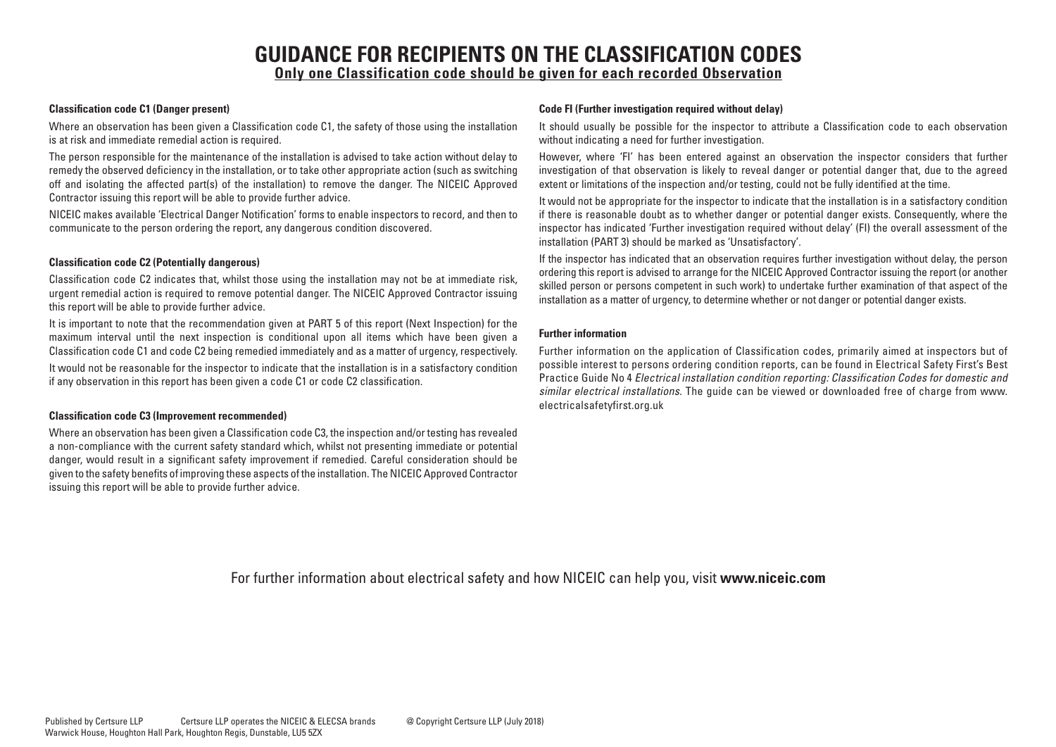# GUIDANCE FOR RECIPIENTS ON THE CLASSIFICATION CODES

**Only one Classification code should be given for each recorded Observation**

**Classification code C1 (Danger present)**

Where an observation has been given a Classification code C1, the safety of those using the installation is at risk and immediate remedial action is required.

The person responsible for the maintenance of the installation is advised to take action without delay to remedy the observed deficiency in the installation, or to take other appropriate action (such as switching off and isolating the affected part(s) of the installation) to remove the danger. The NICEIC Approved Contractor issuing this report will be able to provide further advice.

NICEIC makes available 'Electrical Danger Notification' forms to enable inspectors to record, and then to communicate to the person ordering the report, any dangerous condition discovered.

**Classification code C2 (Potentially dangerous)**

Classification code C2 indicates that, whilst those using the installation may not be at immediate risk, urgent remedial action is required to remove potential danger. The NICEIC Approved Contractor issuing this report will be able to provide further advice.

It is important to note that the recommendation given at PART 5 of this report (Next Inspection) for the maximum interval until the next inspection is conditional upon all items which have been given a Classification code C1 and code C2 being remedied immediately and as a matter of urgency, respectively.

It would not be reasonable for the inspector to indicate that the installation is in a satisfactory condition if any observation in this report has been given a code C1 or code C2 classification.

**Classification code C3 (Improvement recommended)**

Where an observation has been given a Classification code C3, the inspection and/or testing has revealed a non-compliance with the current safety standard which, whilst not presenting immediate or potential danger, would result in a significant safety improvement if remedied. Careful consideration should be given to the safety benefits of improving these aspects of the installation. The NICEIC Approved Contractor issuing this report will be able to provide further advice.

**Code FI (Further investigation required without delay)**

It should usually be possible for the inspector to attribute a Classification code to each observation without indicating a need for further investigation.

However, where 'FI' has been entered against an observation the inspector considers that further investigation of that observation is likely to reveal danger or potential danger that, due to the agreed extent or limitations of the inspection and/or testing, could not be fully identified at the time.

It would not be appropriate for the inspector to indicate that the installation is in a satisfactory condition if there is reasonable doubt as to whether danger or potential danger exists. Consequently, where the inspector has indicated 'Further investigation required without delay' (FI) the overall assessment of the installation (PART 3) should be marked as 'Unsatisfactory'.

If the inspector has indicated that an observation requires further investigation without delay, the person ordering this report is advised to arrange for the NICEIC Approved Contractor issuing the report (or another skilled person or persons competent in such work) to undertake further examination of that aspect of the installation as a matter of urgency, to determine whether or not danger or potential danger exists.

**Further information**

Further information on the application of Classification codes, primarily aimed at inspectors but of possible interest to persons ordering condition reports, can be found in Electrical Safety First's Best Practice Guide No 4 *Electrical installation condition reporting: Classification Codes for domestic and similar electrical installations*. The guide can be viewed or downloaded free of charge from www.electricalsafetyfirst.org.uk

For further information about electrical safety and how NICEIC can help you, visit **www.niceic.com**

Published by Certsure LLP Certsure LLP operates the NICEIC & ELECSA brands @ Copyright Certsure LLP (July 2018)
Warwick House, Houghton Hall Park, Houghton Regis, Dunstable, LU5 5ZX